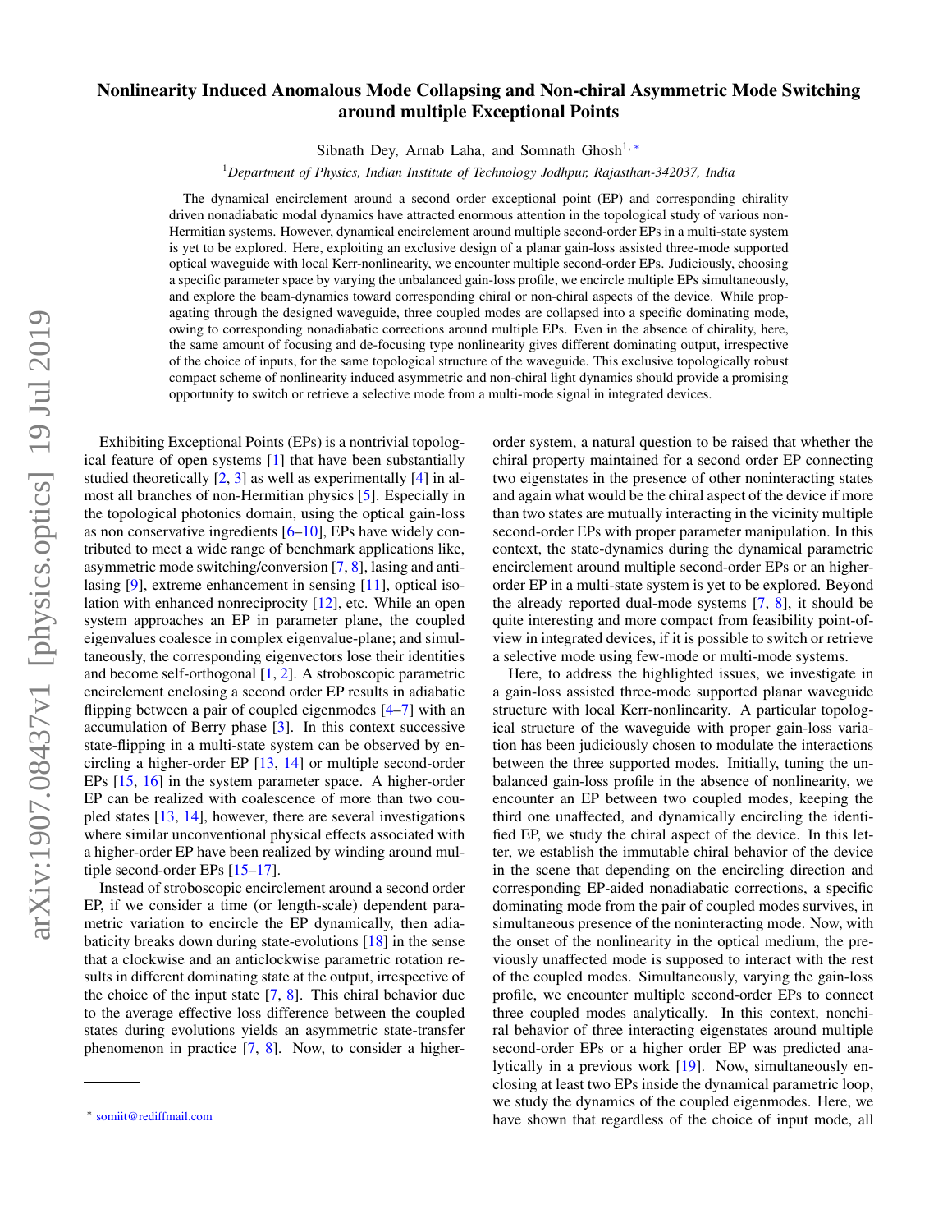# Nonlinearity Induced Anomalous Mode Collapsing and Non-chiral Asymmetric Mode Switching around multiple Exceptional Points

Sibnath Dey, Arnab Laha, and Somnath Ghosh[1,*]

[1]*Department of Physics, Indian Institute of Technology Jodhpur, Rajasthan-342037, India*

The dynamical encirclement around a second order exceptional point (EP) and corresponding chirality driven nonadiabatic modal dynamics have attracted enormous attention in the topological study of various non-Hermitian systems. However, dynamical encirclement around multiple second-order EPs in a multi-state system is yet to be explored. Here, exploiting an exclusive design of a planar gain-loss assisted three-mode supported optical waveguide with local Kerr-nonlinearity, we encounter multiple second-order EPs. Judiciously, choosing a specific parameter space by varying the unbalanced gain-loss profile, we encircle multiple EPs simultaneously, and explore the beam-dynamics toward corresponding chiral or non-chiral aspects of the device. While propagating through the designed waveguide, three coupled modes are collapsed into a specific dominating mode, owing to corresponding nonadiabatic corrections around multiple EPs. Even in the absence of chirality, here, the same amount of focusing and de-focusing type nonlinearity gives different dominating output, irrespective of the choice of inputs, for the same topological structure of the waveguide. This exclusive topologically robust compact scheme of nonlinearity induced asymmetric and non-chiral light dynamics should provide a promising opportunity to switch or retrieve a selective mode from a multi-mode signal in integrated devices.

Exhibiting Exceptional Points (EPs) is a nontrivial topological feature of open systems [1] that have been substantially studied theoretically [2, 3] as well as experimentally [4] in almost all branches of non-Hermitian physics [5]. Especially in the topological photonics domain, using the optical gain-loss as non conservative ingredients [6–10], EPs have widely contributed to meet a wide range of benchmark applications like, asymmetric mode switching/conversion [7, 8], lasing and anti-lasing [9], extreme enhancement in sensing [11], optical isolation with enhanced nonreciprocity [12], etc. While an open system approaches an EP in parameter plane, the coupled eigenvalues coalesce in complex eigenvalue-plane; and simultaneously, the corresponding eigenvectors lose their identities and become self-orthogonal [1, 2]. A stroboscopic parametric encirclement enclosing a second order EP results in adiabatic flipping between a pair of coupled eigenmodes [4–7] with an accumulation of Berry phase [3]. In this context successive state-flipping in a multi-state system can be observed by encircling a higher-order EP [13, 14] or multiple second-order EPs [15, 16] in the system parameter space. A higher-order EP can be realized with coalescence of more than two coupled states [13, 14], however, there are several investigations where similar unconventional physical effects associated with a higher-order EP have been realized by winding around multiple second-order EPs [15–17].

Instead of stroboscopic encirclement around a second order EP, if we consider a time (or length-scale) dependent parametric variation to encircle the EP dynamically, then adiabaticity breaks down during state-evolutions [18] in the sense that a clockwise and an anticlockwise parametric rotation results in different dominating state at the output, irrespective of the choice of the input state [7, 8]. This chiral behavior due to the average effective loss difference between the coupled states during evolutions yields an asymmetric state-transfer phenomenon in practice [7, 8]. Now, to consider a higher-order system, a natural question to be raised that whether the chiral property maintained for a second order EP connecting two eigenstates in the presence of other noninteracting states and again what would be the chiral aspect of the device if more than two states are mutually interacting in the vicinity multiple second-order EPs with proper parameter manipulation. In this context, the state-dynamics during the dynamical parametric encirclement around multiple second-order EPs or an higher-order EP in a multi-state system is yet to be explored. Beyond the already reported dual-mode systems [7, 8], it should be quite interesting and more compact from feasibility point-of-view in integrated devices, if it is possible to switch or retrieve a selective mode using few-mode or multi-mode systems.

Here, to address the highlighted issues, we investigate in a gain-loss assisted three-mode supported planar waveguide structure with local Kerr-nonlinearity. A particular topological structure of the waveguide with proper gain-loss variation has been judiciously chosen to modulate the interactions between the three supported modes. Initially, tuning the unbalanced gain-loss profile in the absence of nonlinearity, we encounter an EP between two coupled modes, keeping the third one unaffected, and dynamically encircling the identified EP, we study the chiral aspect of the device. In this letter, we establish the immutable chiral behavior of the device in the scene that depending on the encircling direction and corresponding EP-aided nonadiabatic corrections, a specific dominating mode from the pair of coupled modes survives, in simultaneous presence of the noninteracting mode. Now, with the onset of the nonlinearity in the optical medium, the previously unaffected mode is supposed to interact with the rest of the coupled modes. Simultaneously, varying the gain-loss profile, we encounter multiple second-order EPs to connect three coupled modes analytically. In this context, nonchiral behavior of three interacting eigenstates around multiple second-order EPs or a higher order EP was predicted analytically in a previous work [19]. Now, simultaneously enclosing at least two EPs inside the dynamical parametric loop, we study the dynamics of the coupled eigenmodes. Here, we have shown that regardless of the choice of input mode, all

* somiit@rediffmail.com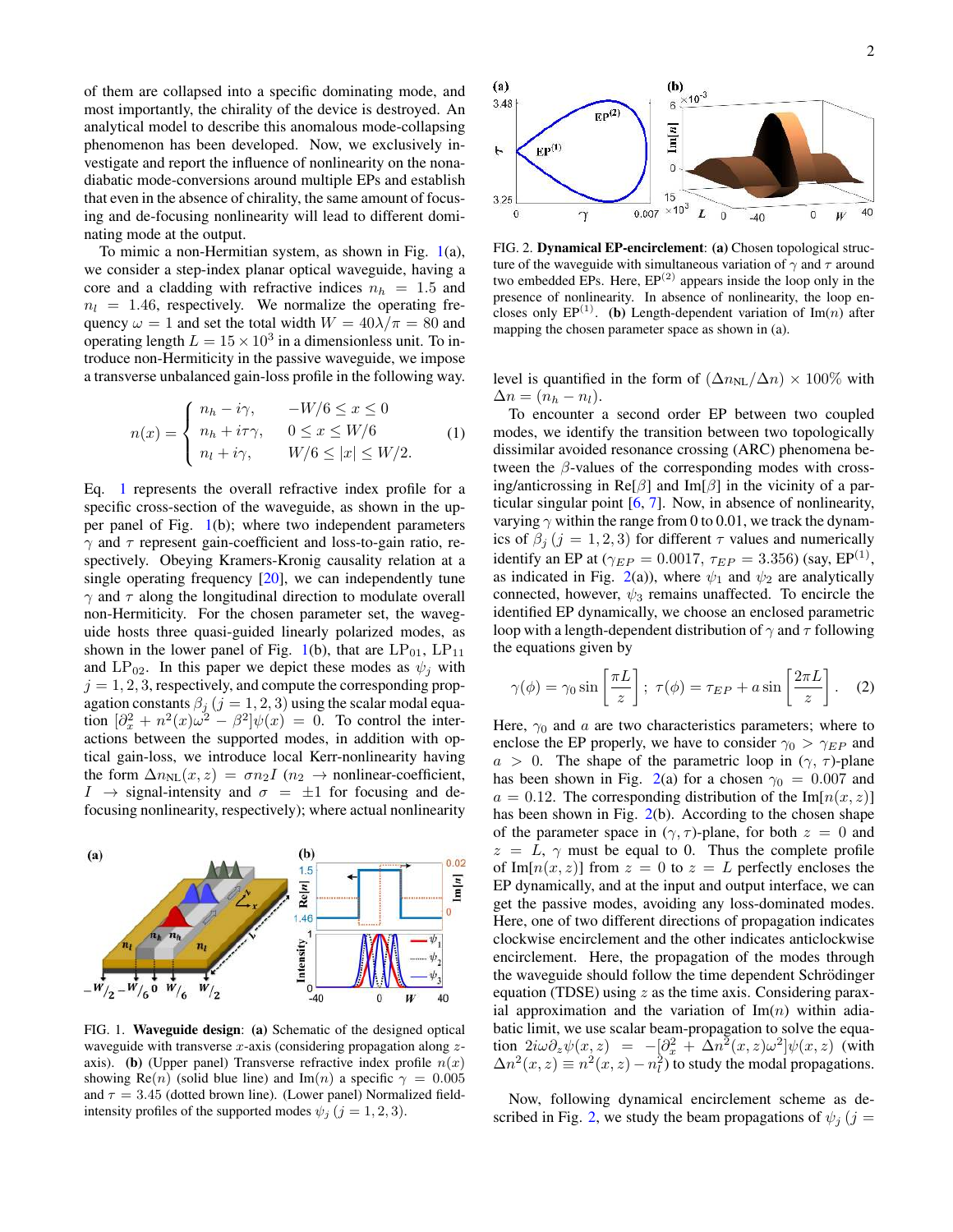of them are collapsed into a specific dominating mode, and most importantly, the chirality of the device is destroyed. An analytical model to describe this anomalous mode-collapsing phenomenon has been developed. Now, we exclusively investigate and report the influence of nonlinearity on the nonadiabatic mode-conversions around multiple EPs and establish that even in the absence of chirality, the same amount of focusing and de-focusing nonlinearity will lead to different dominating mode at the output.

To mimic a non-Hermitian system, as shown in Fig. 1(a), we consider a step-index planar optical waveguide, having a core and a cladding with refractive indices $n_h = 1.5$ and $n_l = 1.46$, respectively. We normalize the operating frequency $\omega = 1$ and set the total width $W = 40\lambda/\pi = 80$ and operating length $L = 15 \times 10^3$ in a dimensionless unit. To introduce non-Hermiticity in the passive waveguide, we impose a transverse unbalanced gain-loss profile in the following way.

$$n(x) = \begin{cases} n_h - i\gamma, & -W/6 \leq x \leq 0 \\ n_h + i\tau\gamma, & 0 \leq x \leq W/6 \\ n_l + i\gamma, & W/6 \leq |x| \leq W/2. \end{cases} \quad (1)$$

Eq. 1 represents the overall refractive index profile for a specific cross-section of the waveguide, as shown in the upper panel of Fig. 1(b); where two independent parameters $\gamma$ and $\tau$ represent gain-coefficient and loss-to-gain ratio, respectively. Obeying Kramers-Kronig causality relation at a single operating frequency [20], we can independently tune $\gamma$ and $\tau$ along the longitudinal direction to modulate overall non-Hermiticity. For the chosen parameter set, the waveguide hosts three quasi-guided linearly polarized modes, as shown in the lower panel of Fig. 1(b), that are $\text{LP}_{01}$, $\text{LP}_{11}$ and $\text{LP}_{02}$. In this paper we depict these modes as $\psi_j$ with $j = 1, 2, 3$, respectively, and compute the corresponding propagation constants $\beta_j$ $(j = 1, 2, 3)$ using the scalar modal equation $[\partial_x^2 + n^2(x)\omega^2 - \beta^2]\psi(x) = 0$. To control the interactions between the supported modes, in addition with optical gain-loss, we introduce local Kerr-nonlinearity having the form $\Delta n_{\text{NL}}(x,z) = \sigma n_2 I$ ($n_2 \rightarrow$ nonlinear-coefficient, $I \rightarrow$ signal-intensity and $\sigma = \pm 1$ for focusing and de-focusing nonlinearity, respectively); where actual nonlinearity level is quantified in the form of $(\Delta n_{\text{NL}}/\Delta n) \times 100\%$ with $\Delta n = (n_h - n_l)$.

FIG. 1. **Waveguide design**: **(a)** Schematic of the designed optical waveguide with transverse $x$-axis (considering propagation along $z$-axis). **(b)** (Upper panel) Transverse refractive index profile $n(x)$ showing $\text{Re}(n)$ (solid blue line) and $\text{Im}(n)$ a specific $\gamma = 0.005$ and $\tau = 3.45$ (dotted brown line). (Lower panel) Normalized field-intensity profiles of the supported modes $\psi_j$ $(j = 1, 2, 3)$.

FIG. 2. **Dynamical EP-encirclement**: **(a)** Chosen topological structure of the waveguide with simultaneous variation of $\gamma$ and $\tau$ around two embedded EPs. Here, $\text{EP}^{(2)}$ appears inside the loop only in the presence of nonlinearity. In absence of nonlinearity, the loop encloses only $\text{EP}^{(1)}$. **(b)** Length-dependent variation of $\text{Im}(n)$ after mapping the chosen parameter space as shown in (a).

To encounter a second order EP between two coupled modes, we identify the transition between two topologically dissimilar avoided resonance crossing (ARC) phenomena between the $\beta$-values of the corresponding modes with crossing/anticrossing in $\text{Re}[\beta]$ and $\text{Im}[\beta]$ in the vicinity of a particular singular point [6, 7]. Now, in absence of nonlinearity, varying $\gamma$ within the range from 0 to 0.01, we track the dynamics of $\beta_j$ $(j = 1, 2, 3)$ for different $\tau$ values and numerically identify an EP at ($\gamma_{EP} = 0.0017$, $\tau_{EP} = 3.356$) (say, $\text{EP}^{(1)}$, as indicated in Fig. 2(a)), where $\psi_1$ and $\psi_2$ are analytically connected, however, $\psi_3$ remains unaffected. To encircle the identified EP dynamically, we choose an enclosed parametric loop with a length-dependent distribution of $\gamma$ and $\tau$ following the equations given by

$$\gamma(\phi) = \gamma_0 \sin\left[\frac{\pi L}{z}\right]; \; \tau(\phi) = \tau_{EP} + a \sin\left[\frac{2\pi L}{z}\right]. \quad (2)$$

Here, $\gamma_0$ and $a$ are two characteristics parameters; where to enclose the EP properly, we have to consider $\gamma_0 > \gamma_{EP}$ and $a > 0$. The shape of the parametric loop in $(\gamma, \tau)$-plane has been shown in Fig. 2(a) for a chosen $\gamma_0 = 0.007$ and $a = 0.12$. The corresponding distribution of the $\text{Im}[n(x,z)]$ has been shown in Fig. 2(b). According to the chosen shape of the parameter space in $(\gamma, \tau)$-plane, for both $z = 0$ and $z = L$, $\gamma$ must be equal to 0. Thus the complete profile of $\text{Im}[n(x,z)]$ from $z = 0$ to $z = L$ perfectly encloses the EP dynamically, and at the input and output interface, we can get the passive modes, avoiding any loss-dominated modes. Here, one of two different directions of propagation indicates clockwise encirclement and the other indicates anticlockwise encirclement. Here, the propagation of the modes through the waveguide should follow the time dependent Schrödinger equation (TDSE) using $z$ as the time axis. Considering paraxial approximation and the variation of $\text{Im}(n)$ within adiabatic limit, we use scalar beam-propagation to solve the equation $2i\omega\partial_z\psi(x,z) = -[\partial_x^2 + \Delta n^2(x,z)\omega^2]\psi(x,z)$ (with $\Delta n^2(x,z) \equiv n^2(x,z) - n_l^2$) to study the modal propagations.

Now, following dynamical encirclement scheme as described in Fig. 2, we study the beam propagations of $\psi_j$ ($j =$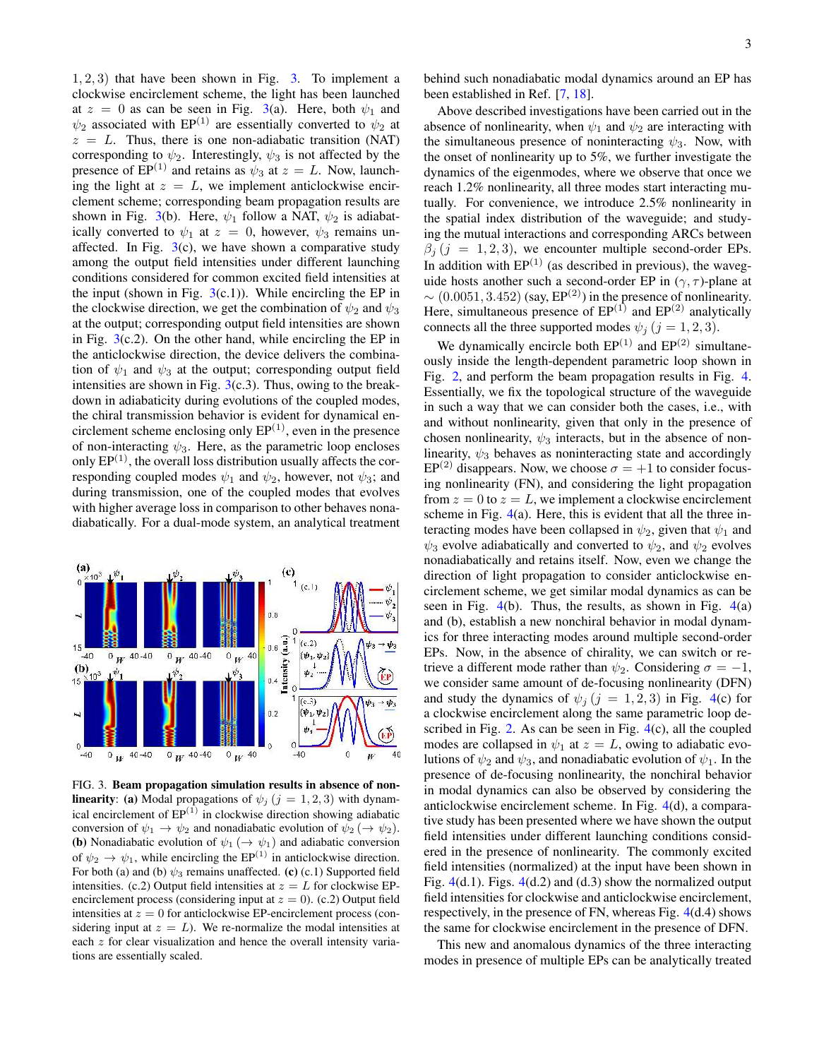1, 2, 3) that have been shown in Fig. 3. To implement a clockwise encirclement scheme, the light has been launched at $z = 0$ as can be seen in Fig. 3(a). Here, both $\psi_1$ and $\psi_2$ associated with $\text{EP}^{(1)}$ are essentially converted to $\psi_2$ at $z = L$. Thus, there is one non-adiabatic transition (NAT) corresponding to $\psi_2$. Interestingly, $\psi_3$ is not affected by the presence of $\text{EP}^{(1)}$ and retains as $\psi_3$ at $z = L$. Now, launching the light at $z = L$, we implement anticlockwise encirclement scheme; corresponding beam propagation results are shown in Fig. 3(b). Here, $\psi_1$ follow a NAT, $\psi_2$ is adiabatically converted to $\psi_1$ at $z = 0$, however, $\psi_3$ remains unaffected. In Fig. 3(c), we have shown a comparative study among the output field intensities under different launching conditions considered for common excited field intensities at the input (shown in Fig. 3(c.1)). While encircling the EP in the clockwise direction, we get the combination of $\psi_2$ and $\psi_3$ at the output; corresponding output field intensities are shown in Fig. 3(c.2). On the other hand, while encircling the EP in the anticlockwise direction, the device delivers the combination of $\psi_1$ and $\psi_3$ at the output; corresponding output field intensities are shown in Fig. 3(c.3). Thus, owing to the breakdown in adiabaticity during evolutions of the coupled modes, the chiral transmission behavior is evident for dynamical encirclement scheme enclosing only $\text{EP}^{(1)}$, even in the presence of non-interacting $\psi_3$. Here, as the parametric loop encloses only $\text{EP}^{(1)}$, the overall loss distribution usually affects the corresponding coupled modes $\psi_1$ and $\psi_2$, however, not $\psi_3$; and during transmission, one of the coupled modes that evolves with higher average loss in comparison to other behaves nonadiabatically. For a dual-mode system, an analytical treatment behind such nonadiabatic modal dynamics around an EP has been established in Ref. [7, 18].

FIG. 3. **Beam propagation simulation results in absence of nonlinearity**: **(a)** Modal propagations of $\psi_j$ $(j = 1, 2, 3)$ with dynamical encirclement of $\text{EP}^{(1)}$ in clockwise direction showing adiabatic conversion of $\psi_1 \rightarrow \psi_2$ and nonadiabatic evolution of $\psi_2$ $(\rightarrow \psi_2)$. **(b)** Nonadiabatic evolution of $\psi_1$ $(\rightarrow \psi_1)$ and adiabatic conversion of $\psi_2 \rightarrow \psi_1$, while encircling the $\text{EP}^{(1)}$ in anticlockwise direction. For both (a) and (b) $\psi_3$ remains unaffected. **(c)** (c.1) Supported field intensities. (c.2) Output field intensities at $z = L$ for clockwise EP-encirclement process (considering input at $z = 0$). (c.2) Output field intensities at $z = 0$ for anticlockwise EP-encirclement process (considering input at $z = L$). We re-normalize the modal intensities at each $z$ for clear visualization and hence the overall intensity variations are essentially scaled.

Above described investigations have been carried out in the absence of nonlinearity, when $\psi_1$ and $\psi_2$ are interacting with the simultaneous presence of noninteracting $\psi_3$. Now, with the onset of nonlinearity up to 5%, we further investigate the dynamics of the eigenmodes, where we observe that once we reach 1.2% nonlinearity, all three modes start interacting mutually. For convenience, we introduce 2.5% nonlinearity in the spatial index distribution of the waveguide; and studying the mutual interactions and corresponding ARCs between $\beta_j$ $(j = 1, 2, 3)$, we encounter multiple second-order EPs. In addition with $\text{EP}^{(1)}$ (as described in previous), the waveguide hosts another such a second-order EP in $(\gamma, \tau)$-plane at $\sim (0.0051, 3.452)$ (say, $\text{EP}^{(2)}$) in the presence of nonlinearity. Here, simultaneous presence of $\text{EP}^{(1)}$ and $\text{EP}^{(2)}$ analytically connects all the three supported modes $\psi_j$ $(j = 1, 2, 3)$.

We dynamically encircle both $\text{EP}^{(1)}$ and $\text{EP}^{(2)}$ simultaneously inside the length-dependent parametric loop shown in Fig. 2, and perform the beam propagation results in Fig. 4. Essentially, we fix the topological structure of the waveguide in such a way that we can consider both the cases, i.e., with and without nonlinearity, given that only in the presence of chosen nonlinearity, $\psi_3$ interacts, but in the absence of nonlinearity, $\psi_3$ behaves as noninteracting state and accordingly $\text{EP}^{(2)}$ disappears. Now, we choose $\sigma = +1$ to consider focusing nonlinearity (FN), and considering the light propagation from $z = 0$ to $z = L$, we implement a clockwise encirclement scheme in Fig. 4(a). Here, this is evident that all the three interacting modes have been collapsed in $\psi_2$, given that $\psi_1$ and $\psi_3$ evolve adiabatically and converted to $\psi_2$, and $\psi_2$ evolves nonadiabatically and retains itself. Now, even we change the direction of light propagation to consider anticlockwise encirclement scheme, we get similar modal dynamics as can be seen in Fig. 4(b). Thus, the results, as shown in Fig. 4(a) and (b), establish a new nonchiral behavior in modal dynamics for three interacting modes around multiple second-order EPs. Now, in the absence of chirality, we can switch or retrieve a different mode rather than $\psi_2$. Considering $\sigma = -1$, we consider same amount of de-focusing nonlinearity (DFN) and study the dynamics of $\psi_j$ $(j = 1, 2, 3)$ in Fig. 4(c) for a clockwise encirclement along the same parametric loop described in Fig. 2. As can be seen in Fig. 4(c), all the coupled modes are collapsed in $\psi_1$ at $z = L$, owing to adiabatic evolutions of $\psi_2$ and $\psi_3$, and nonadiabatic evolution of $\psi_1$. In the presence of de-focusing nonlinearity, the nonchiral behavior in modal dynamics can also be observed by considering the anticlockwise encirclement scheme. In Fig. 4(d), a comparative study has been presented where we have shown the output field intensities under different launching conditions considered in the presence of nonlinearity. The commonly excited field intensities (normalized) at the input have been shown in Fig. 4(d.1). Figs. 4(d.2) and (d.3) show the normalized output field intensities for clockwise and anticlockwise encirclement, respectively, in the presence of FN, whereas Fig. 4(d.4) shows the same for clockwise encirclement in the presence of DFN.

This new and anomalous dynamics of the three interacting modes in presence of multiple EPs can be analytically treated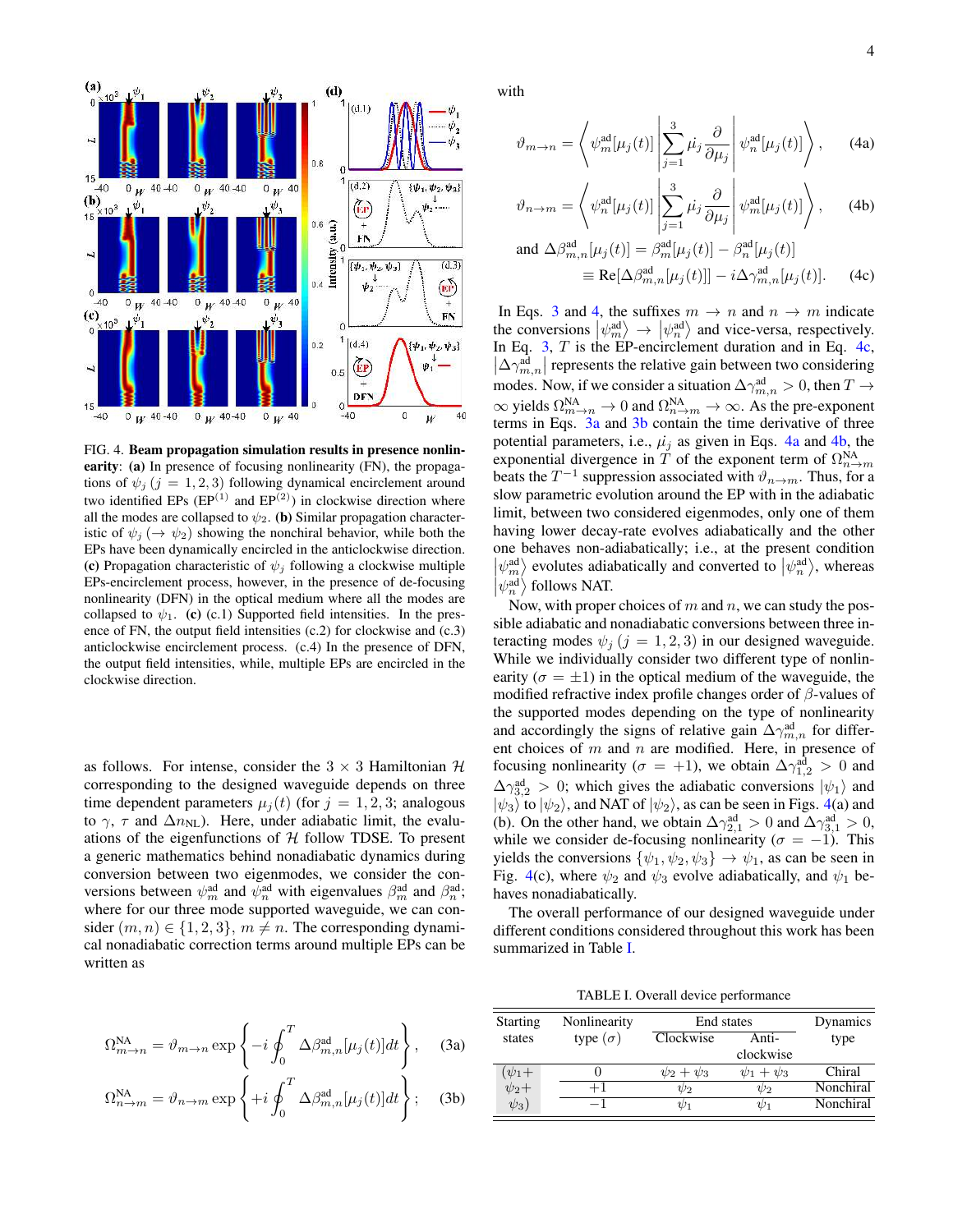FIG. 4. **Beam propagation simulation results in presence nonlinearity.** **(a)** In presence of focusing nonlinearity (FN), the propagations of $\psi_j$ $(j = 1, 2, 3)$ following dynamical encirclement around two identified EPs (EP$^{(1)}$ and EP$^{(2)}$) in clockwise direction where all the modes are collapsed to $\psi_2$. **(b)** Similar propagation characteristic of $\psi_j$ $(\rightarrow \psi_2)$ showing the nonchiral behavior, while both the EPs have been dynamically encircled in the anticlockwise direction. **(c)** Propagation characteristic of $\psi_j$ following a clockwise multiple EPs-encirclement process, however, in the presence of de-focusing nonlinearity (DFN) in the optical medium where all the modes are collapsed to $\psi_1$. **(c)** (c.1) Supported field intensities. In the presence of FN, the output field intensities (c.2) for clockwise and (c.3) anticlockwise encirclement process. (c.4) In the presence of DFN, the output field intensities, while, multiple EPs are encircled in the clockwise direction.

as follows. For intense, consider the $3 \times 3$ Hamiltonian $\mathcal{H}$ corresponding to the designed waveguide depends on three time dependent parameters $\mu_j(t)$ (for $j = 1, 2, 3$; analogous to $\gamma$, $\tau$ and $\Delta n_{\text{NL}}$). Here, under adiabatic limit, the evaluations of the eigenfunctions of $\mathcal{H}$ follow TDSE. To present a generic mathematics behind nonadiabatic dynamics during conversion between two eigenmodes, we consider the conversions between $\psi_m^{\text{ad}}$ and $\psi_n^{\text{ad}}$ with eigenvalues $\beta_m^{\text{ad}}$ and $\beta_n^{\text{ad}}$; where for our three mode supported waveguide, we can consider $(m, n) \in \{1, 2, 3\}$, $m \neq n$. The corresponding dynamical nonadiabatic correction terms around multiple EPs can be written as

$$\Omega_{m\rightarrow n}^{\text{NA}} = \vartheta_{m\rightarrow n} \exp\left\{-i \oint_0^T \Delta\beta_{m,n}^{\text{ad}}[\mu_j(t)]dt\right\}, \quad (3a)$$

$$\Omega_{n\rightarrow m}^{\text{NA}} = \vartheta_{n\rightarrow m} \exp\left\{+i \oint_0^T \Delta\beta_{m,n}^{\text{ad}}[\mu_j(t)]dt\right\}; \quad (3b)$$

with

$$\vartheta_{m\rightarrow n} = \left\langle \psi_m^{\text{ad}}[\mu_j(t)] \left| \sum_{j=1}^{3} \dot{\mu_j} \frac{\partial}{\partial \mu_j} \right| \psi_n^{\text{ad}}[\mu_j(t)] \right\rangle, \quad (4a)$$

$$\vartheta_{n\rightarrow m} = \left\langle \psi_n^{\text{ad}}[\mu_j(t)] \left| \sum_{j=1}^{3} \dot{\mu_j} \frac{\partial}{\partial \mu_j} \right| \psi_m^{\text{ad}}[\mu_j(t)] \right\rangle, \quad (4b)$$

$$\text{and } \Delta\beta_{m,n}^{\text{ad}}[\mu_j(t)] = \beta_m^{\text{ad}}[\mu_j(t)] - \beta_n^{\text{ad}}[\mu_j(t)] \equiv \text{Re}[\Delta\beta_{m,n}^{\text{ad}}[\mu_j(t)]] - i\Delta\gamma_{m,n}^{\text{ad}}[\mu_j(t)]. \quad (4c)$$

In Eqs. 3 and 4, the suffixes $m \rightarrow n$ and $n \rightarrow m$ indicate the conversions $|\psi_m^{\text{ad}}\rangle \rightarrow |\psi_n^{\text{ad}}\rangle$ and vice-versa, respectively. In Eq. 3, $T$ is the EP-encirclement duration and in Eq. 4c, $|\Delta\gamma_{m,n}^{\text{ad}}|$ represents the relative gain between two considering modes. Now, if we consider a situation $\Delta\gamma_{m,n}^{\text{ad}} > 0$, then $T \rightarrow \infty$ yields $\Omega_{m\rightarrow n}^{\text{NA}} \rightarrow 0$ and $\Omega_{n\rightarrow m}^{\text{NA}} \rightarrow \infty$. As the pre-exponent terms in Eqs. 3a and 3b contain the time derivative of three potential parameters, i.e., $\dot{\mu_j}$ as given in Eqs. 4a and 4b, the exponential divergence in $T$ of the exponent term of $\Omega_{n\rightarrow m}^{\text{NA}}$ beats the $T^{-1}$ suppression associated with $\vartheta_{n\rightarrow m}$. Thus, for a slow parametric evolution around the EP with in the adiabatic limit, between two considered eigenmodes, only one of them having lower decay-rate evolves adiabatically and the other one behaves non-adiabatically; i.e., at the present condition $|\psi_m^{\text{ad}}\rangle$ evolutes adiabatically and converted to $|\psi_n^{\text{ad}}\rangle$, whereas $|\psi_n^{\text{ad}}\rangle$ follows NAT.

Now, with proper choices of $m$ and $n$, we can study the possible adiabatic and nonadiabatic conversions between three interacting modes $\psi_j$ $(j = 1, 2, 3)$ in our designed waveguide. While we individually consider two different type of nonlinearity $(\sigma = \pm 1)$ in the optical medium of the waveguide, the modified refractive index profile changes order of $\beta$-values of the supported modes depending on the type of nonlinearity and accordingly the signs of relative gain $\Delta\gamma_{m,n}^{\text{ad}}$ for different choices of $m$ and $n$ are modified. Here, in presence of focusing nonlinearity $(\sigma = +1)$, we obtain $\Delta\gamma_{1,2}^{\text{ad}} > 0$ and $\Delta\gamma_{3,2}^{\text{ad}} > 0$; which gives the adiabatic conversions $|\psi_1\rangle$ and $|\psi_3\rangle$ to $|\psi_2\rangle$, and NAT of $|\psi_2\rangle$, as can be seen in Figs. 4(a) and (b). On the other hand, we obtain $\Delta\gamma_{2,1}^{\text{ad}} > 0$ and $\Delta\gamma_{3,1}^{\text{ad}} > 0$, while we consider de-focusing nonlinearity $(\sigma = -1)$. This yields the conversions $\{\psi_1, \psi_2, \psi_3\} \rightarrow \psi_1$, as can be seen in Fig. 4(c), where $\psi_2$ and $\psi_3$ evolve adiabatically, and $\psi_1$ behaves nonadiabatically.

The overall performance of our designed waveguide under different conditions considered throughout this work has been summarized in Table I.

TABLE I. Overall device performance

| Starting states | Nonlinearity type $(\sigma)$ | End states | | Dynamics type |
|---|---|---|---|---|
| | | Clockwise | Anti-clockwise | |
| $(\psi_1 +$ $\psi_2 +$ $\psi_3)$ | 0 | $\psi_2 + \psi_3$ | $\psi_1 + \psi_3$ | Chiral |
| | $+1$ | $\psi_2$ | $\psi_2$ | Nonchiral |
| | $-1$ | $\psi_1$ | $\psi_1$ | Nonchiral |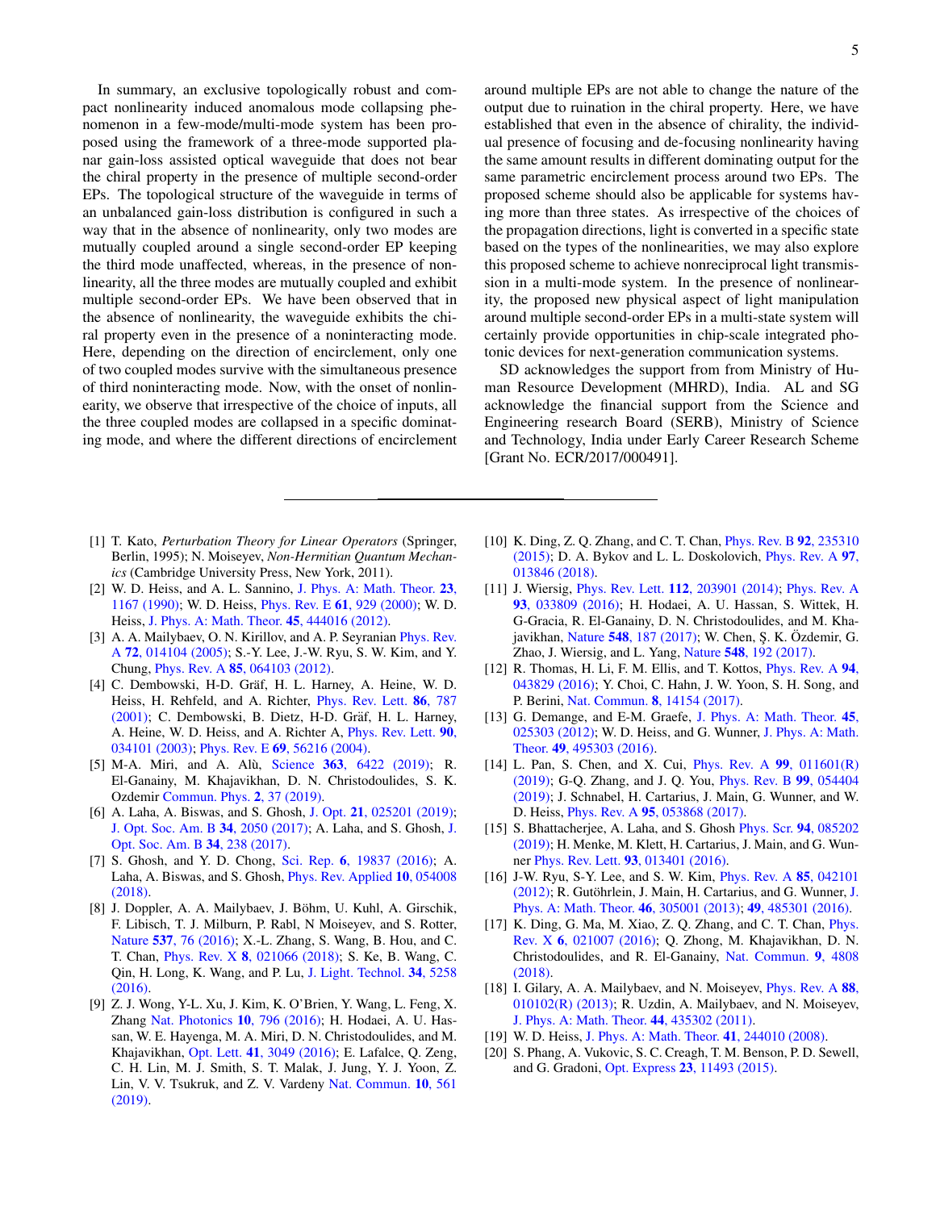In summary, an exclusive topologically robust and compact nonlinearity induced anomalous mode collapsing phenomenon in a few-mode/multi-mode system has been proposed using the framework of a three-mode supported planar gain-loss assisted optical waveguide that does not bear the chiral property in the presence of multiple second-order EPs. The topological structure of the waveguide in terms of an unbalanced gain-loss distribution is configured in such a way that in the absence of nonlinearity, only two modes are mutually coupled around a single second-order EP keeping the third mode unaffected, whereas, in the presence of nonlinearity, all the three modes are mutually coupled and exhibit multiple second-order EPs. We have been observed that in the absence of nonlinearity, the waveguide exhibits the chiral property even in the presence of a noninteracting mode. Here, depending on the direction of encirclement, only one of two coupled modes survive with the simultaneous presence of third noninteracting mode. Now, with the onset of nonlinearity, we observe that irrespective of the choice of inputs, all the three coupled modes are collapsed in a specific dominating mode, and where the different directions of encirclement around multiple EPs are not able to change the nature of the output due to ruination in the chiral property. Here, we have established that even in the absence of chirality, the individual presence of focusing and de-focusing nonlinearity having the same amount results in different dominating output for the same parametric encirclement process around two EPs. The proposed scheme should also be applicable for systems having more than three states. As irrespective of the choices of the propagation directions, light is converted in a specific state based on the types of the nonlinearities, we may also explore this proposed scheme to achieve nonreciprocal light transmission in a multi-mode system. In the presence of nonlinearity, the proposed new physical aspect of light manipulation around multiple second-order EPs in a multi-state system will certainly provide opportunities in chip-scale integrated photonic devices for next-generation communication systems.

SD acknowledges the support from from Ministry of Human Resource Development (MHRD), India. AL and SG acknowledge the financial support from the Science and Engineering research Board (SERB), Ministry of Science and Technology, India under Early Career Research Scheme [Grant No. ECR/2017/000491].

---

[1] T. Kato, *Perturbation Theory for Linear Operators* (Springer, Berlin, 1995); N. Moiseyev, *Non-Hermitian Quantum Mechanics* (Cambridge University Press, New York, 2011).

[2] W. D. Heiss, and A. L. Sannino, J. Phys. A: Math. Theor. **23**, 1167 (1990); W. D. Heiss, Phys. Rev. E **61**, 929 (2000); W. D. Heiss, J. Phys. A: Math. Theor. **45**, 444016 (2012).

[3] A. A. Mailybaev, O. N. Kirillov, and A. P. Seyranian Phys. Rev. A **72**, 014104 (2005); S.-Y. Lee, J.-W. Ryu, S. W. Kim, and Y. Chung, Phys. Rev. A **85**, 064103 (2012).

[4] C. Dembowski, H-D. Gräf, H. L. Harney, A. Heine, W. D. Heiss, H. Rehfeld, and A. Richter, Phys. Rev. Lett. **86**, 787 (2001); C. Dembowski, B. Dietz, H-D. Gräf, H. L. Harney, A. Heine, W. D. Heiss, and A Richter A, Phys. Rev. Lett. **90**, 034101 (2003); Phys. Rev. E **69**, 56216 (2004).

[5] M-A. Miri, and A. Alù, Science **363**, 6422 (2019); R. El-Ganainy, M. Khajavikhan, D. N. Christodoulides, S. K. Ozdemir Commun. Phys. **2**, 37 (2019).

[6] A. Laha, A. Biswas, and S. Ghosh, J. Opt. **21**, 025201 (2019); J. Opt. Soc. Am. B **34**, 2050 (2017); A. Laha, and S. Ghosh, J. Opt. Soc. Am. B **34**, 238 (2017).

[7] S. Ghosh, and Y. D. Chong, Sci. Rep. **6**, 19837 (2016); A. Laha, A. Biswas, and S. Ghosh, Phys. Rev. Applied **10**, 054008 (2018).

[8] J. Doppler, A. A. Mailybaev, J. Böhm, U. Kuhl, A. Girschik, F. Libisch, T. J. Milburn, P. Rabl, N Moiseyev, and S. Rotter, Nature **537**, 76 (2016); X.-L. Zhang, S. Wang, B. Hou, and C. T. Chan, Phys. Rev. X **8**, 021066 (2018); S. Ke, B. Wang, C. Qin, H. Long, K. Wang, and P. Lu, J. Light. Technol. **34**, 5258 (2016).

[9] Z. J. Wong, Y-L. Xu, J. Kim, K. O'Brien, Y. Wang, L. Feng, X. Zhang Nat. Photonics **10**, 796 (2016); H. Hodaei, A. U. Hassan, W. E. Hayenga, M. A. Miri, D. N. Christodoulides, and M. Khajavikhan, Opt. Lett. **41**, 3049 (2016); E. Lafalce, Q. Zeng, C. H. Lin, M. J. Smith, S. T. Malak, J. Jung, Y. J. Yoon, Z. Lin, V. V. Tsukruk, and Z. V. Vardeny Nat. Commun. **10**, 561 (2019).

[10] K. Ding, Z. Q. Zhang, and C. T. Chan, Phys. Rev. B **92**, 235310 (2015); D. A. Bykov and L. L. Doskolovich, Phys. Rev. A **97**, 013846 (2018).

[11] J. Wiersig, Phys. Rev. Lett. **112**, 203901 (2014); Phys. Rev. A **93**, 033809 (2016); H. Hodaei, A. U. Hassan, S. Wittek, H. G-Gracia, R. El-Ganainy, D. N. Christodoulides, and M. Khajavikhan, Nature **548**, 187 (2017); W. Chen, Ş. K. Özdemir, G. Zhao, J. Wiersig, and L. Yang, Nature **548**, 192 (2017).

[12] R. Thomas, H. Li, F. M. Ellis, and T. Kottos, Phys. Rev. A **94**, 043829 (2016); Y. Choi, C. Hahn, J. W. Yoon, S. H. Song, and P. Berini, Nat. Commun. **8**, 14154 (2017).

[13] G. Demange, and E-M. Graefe, J. Phys. A: Math. Theor. **45**, 025303 (2012); W. D. Heiss, and G. Wunner, J. Phys. A: Math. Theor. **49**, 495303 (2016).

[14] L. Pan, S. Chen, and X. Cui, Phys. Rev. A **99**, 011601(R) (2019); G-Q. Zhang, and J. Q. You, Phys. Rev. B **99**, 054404 (2019); J. Schnabel, H. Cartarius, J. Main, G. Wunner, and W. D. Heiss, Phys. Rev. A **95**, 053868 (2017).

[15] S. Bhattacherjee, A. Laha, and S. Ghosh Phys. Scr. **94**, 085202 (2019); H. Menke, M. Klett, H. Cartarius, J. Main, and G. Wunner Phys. Rev. Lett. **93**, 013401 (2016).

[16] J-W. Ryu, S-Y. Lee, and S. W. Kim, Phys. Rev. A **85**, 042101 (2012); R. Gutöhrlein, J. Main, H. Cartarius, and G. Wunner, J. Phys. A: Math. Theor. **46**, 305001 (2013); **49**, 485301 (2016).

[17] K. Ding, G. Ma, M. Xiao, Z. Q. Zhang, and C. T. Chan, Phys. Rev. X **6**, 021007 (2016); Q. Zhong, M. Khajavikhan, D. N. Christodoulides, and R. El-Ganainy, Nat. Commun. **9**, 4808 (2018).

[18] I. Gilary, A. A. Mailybaev, and N. Moiseyev, Phys. Rev. A **88**, 010102(R) (2013); R. Uzdin, A. Mailybaev, and N. Moiseyev, J. Phys. A: Math. Theor. **44**, 435302 (2011).

[19] W. D. Heiss, J. Phys. A: Math. Theor. **41**, 244010 (2008).

[20] S. Phang, A. Vukovic, S. C. Creagh, T. M. Benson, P. D. Sewell, and G. Gradoni, Opt. Express **23**, 11493 (2015).